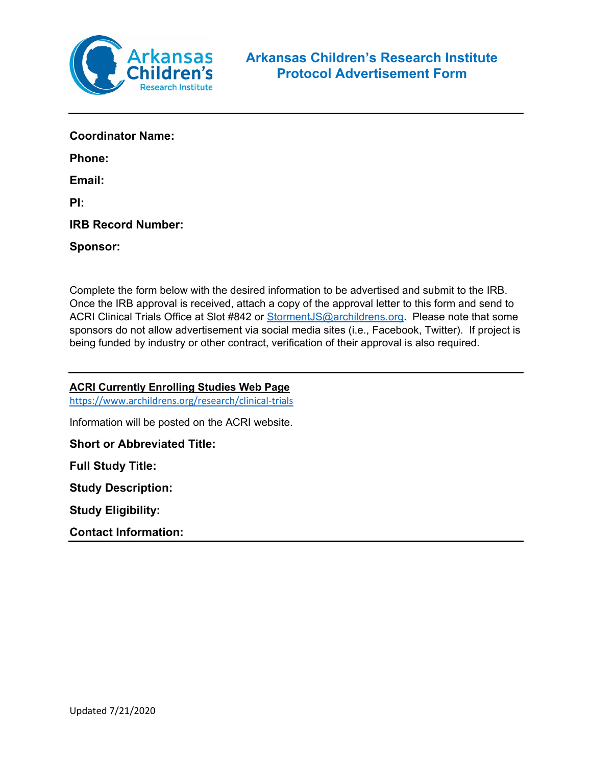# Arkansas Children's Research Institute Protocol Advertisement Form

**Coordinator Name:**

**Phone:**

**Email:**

**PI:**

**IRB Record Number:**

**Sponsor:**

Complete the form below with the desired information to be advertised and submit to the IRB. Once the IRB approval is received, attach a copy of the approval letter to this form and send to ACRI Clinical Trials Office at Slot #842 or StormentJS@archildrens.org. Please note that some sponsors do not allow advertisement via social media sites (i.e., Facebook, Twitter). If project is being funded by industry or other contract, verification of their approval is also required.

---

**ACRI Currently Enrolling Studies Web Page**

https://www.archildrens.org/research/clinical-trials

Information will be posted on the ACRI website.

**Short or Abbreviated Title:**

**Full Study Title:**

**Study Description:**

**Study Eligibility:**

**Contact Information:**

---

Updated 7/21/2020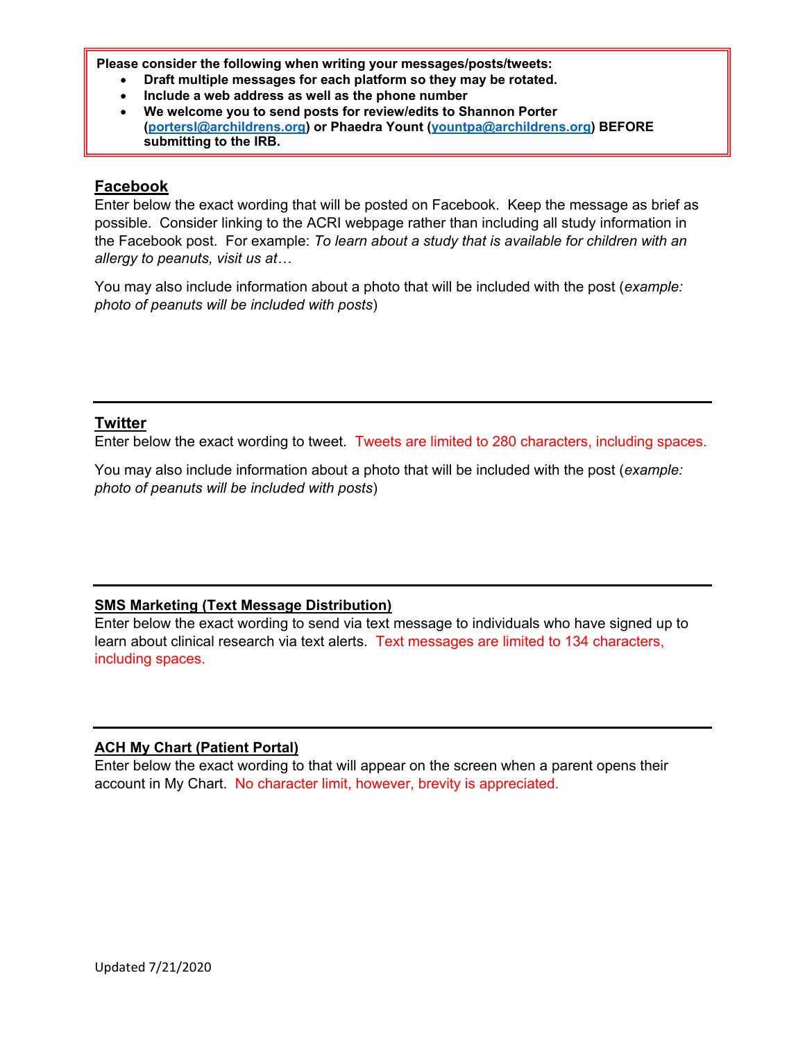**Please consider the following when writing your messages/posts/tweets:**

- **Draft multiple messages for each platform so they may be rotated.**
- **Include a web address as well as the phone number**
- **We welcome you to send posts for review/edits to Shannon Porter (portersl@archildrens.org) or Phaedra Yount (yountpa@archildrens.org) BEFORE submitting to the IRB.**

## Facebook

Enter below the exact wording that will be posted on Facebook. Keep the message as brief as possible. Consider linking to the ACRI webpage rather than including all study information in the Facebook post. For example: *To learn about a study that is available for children with an allergy to peanuts, visit us at…*

You may also include information about a photo that will be included with the post (*example: photo of peanuts will be included with posts*)

---

## Twitter

Enter below the exact wording to tweet. Tweets are limited to 280 characters, including spaces.

You may also include information about a photo that will be included with the post (*example: photo of peanuts will be included with posts*)

---

## SMS Marketing (Text Message Distribution)

Enter below the exact wording to send via text message to individuals who have signed up to learn about clinical research via text alerts. Text messages are limited to 134 characters, including spaces.

---

## ACH My Chart (Patient Portal)

Enter below the exact wording to that will appear on the screen when a parent opens their account in My Chart. No character limit, however, brevity is appreciated.

Updated 7/21/2020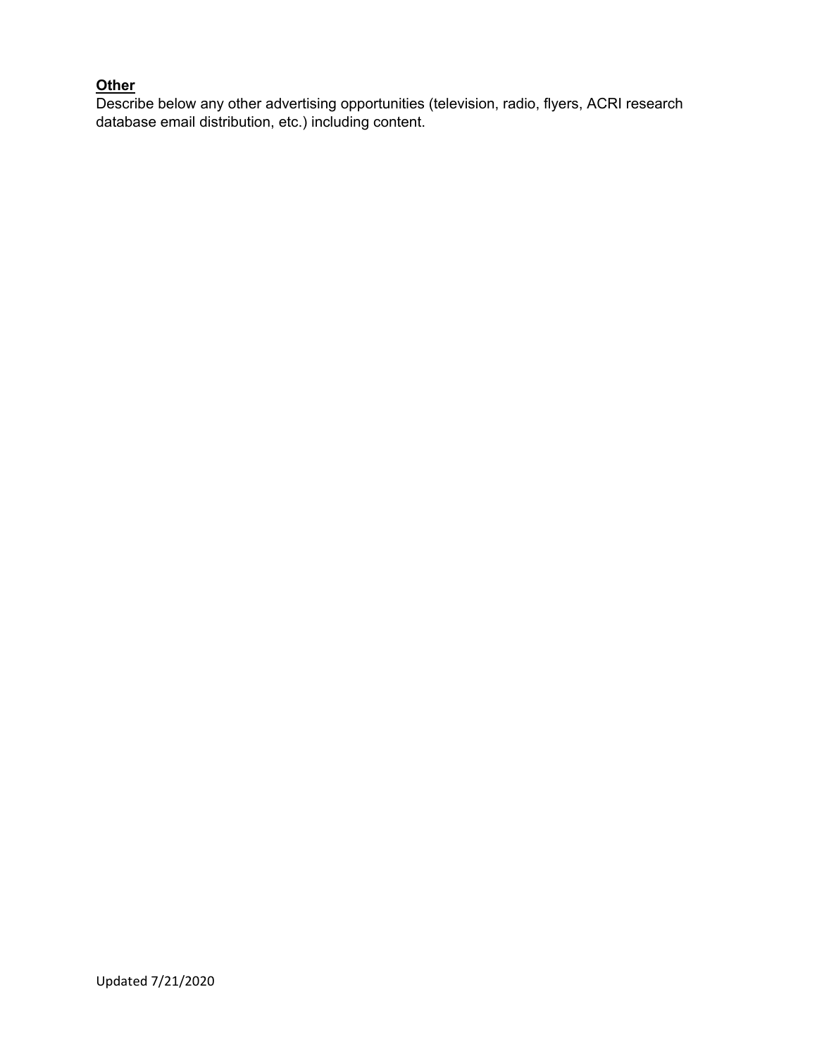**Other**

Describe below any other advertising opportunities (television, radio, flyers, ACRI research database email distribution, etc.) including content.

Updated 7/21/2020